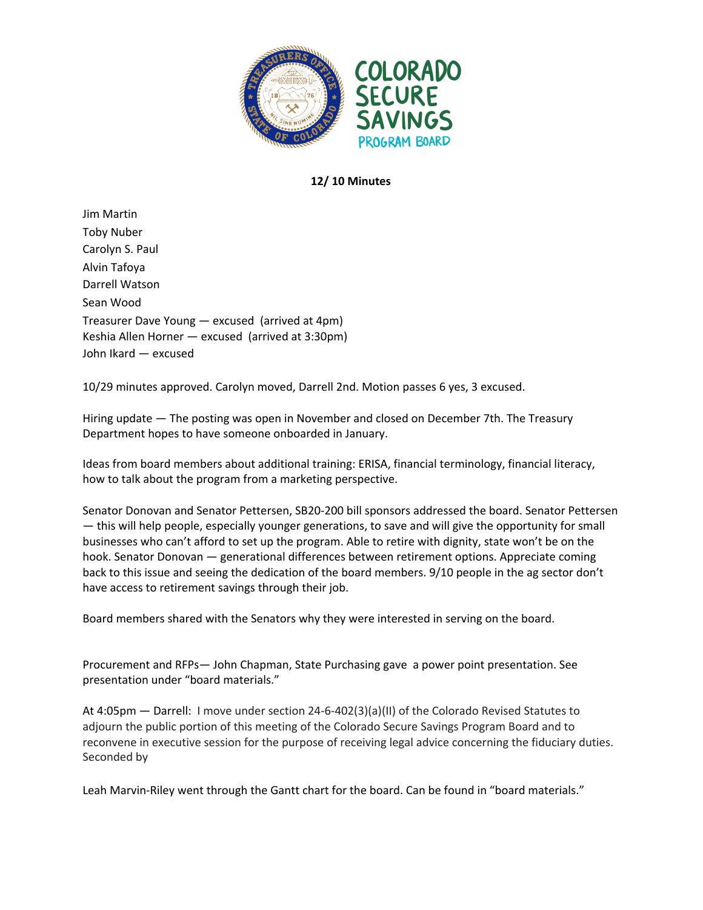**12/ 10 Minutes**

Jim Martin
Toby Nuber
Carolyn S. Paul
Alvin Tafoya
Darrell Watson
Sean Wood
Treasurer Dave Young — excused (arrived at 4pm)
Keshia Allen Horner — excused (arrived at 3:30pm)
John Ikard — excused

10/29 minutes approved. Carolyn moved, Darrell 2nd. Motion passes 6 yes, 3 excused.

Hiring update — The posting was open in November and closed on December 7th. The Treasury Department hopes to have someone onboarded in January.

Ideas from board members about additional training: ERISA, financial terminology, financial literacy, how to talk about the program from a marketing perspective.

Senator Donovan and Senator Pettersen, SB20-200 bill sponsors addressed the board. Senator Pettersen — this will help people, especially younger generations, to save and will give the opportunity for small businesses who can't afford to set up the program. Able to retire with dignity, state won't be on the hook. Senator Donovan — generational differences between retirement options. Appreciate coming back to this issue and seeing the dedication of the board members. 9/10 people in the ag sector don't have access to retirement savings through their job.

Board members shared with the Senators why they were interested in serving on the board.

Procurement and RFPs— John Chapman, State Purchasing gave a power point presentation. See presentation under "board materials."

At 4:05pm — Darrell: I move under section 24-6-402(3)(a)(II) of the Colorado Revised Statutes to adjourn the public portion of this meeting of the Colorado Secure Savings Program Board and to reconvene in executive session for the purpose of receiving legal advice concerning the fiduciary duties. Seconded by

Leah Marvin-Riley went through the Gantt chart for the board. Can be found in "board materials."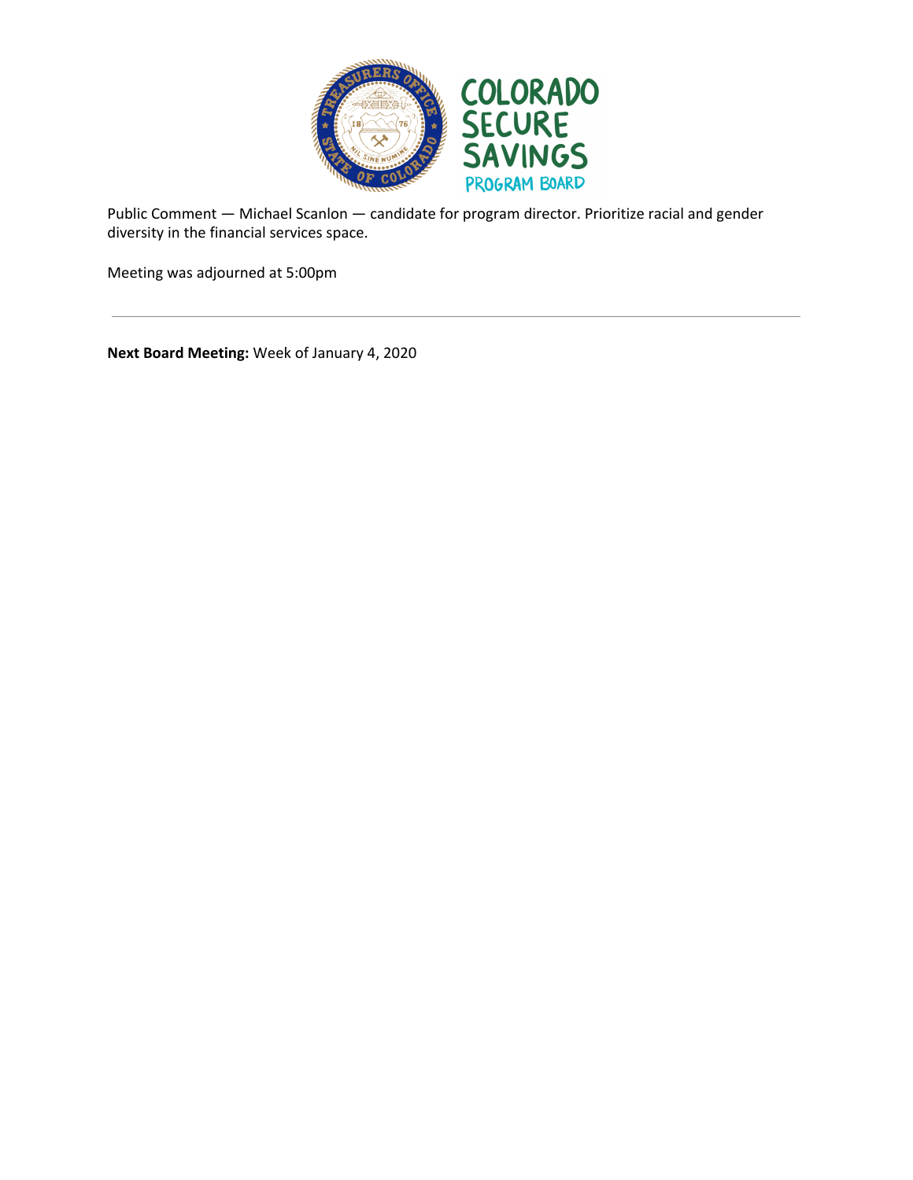Public Comment — Michael Scanlon — candidate for program director. Prioritize racial and gender diversity in the financial services space.

Meeting was adjourned at 5:00pm

---

**Next Board Meeting:** Week of January 4, 2020